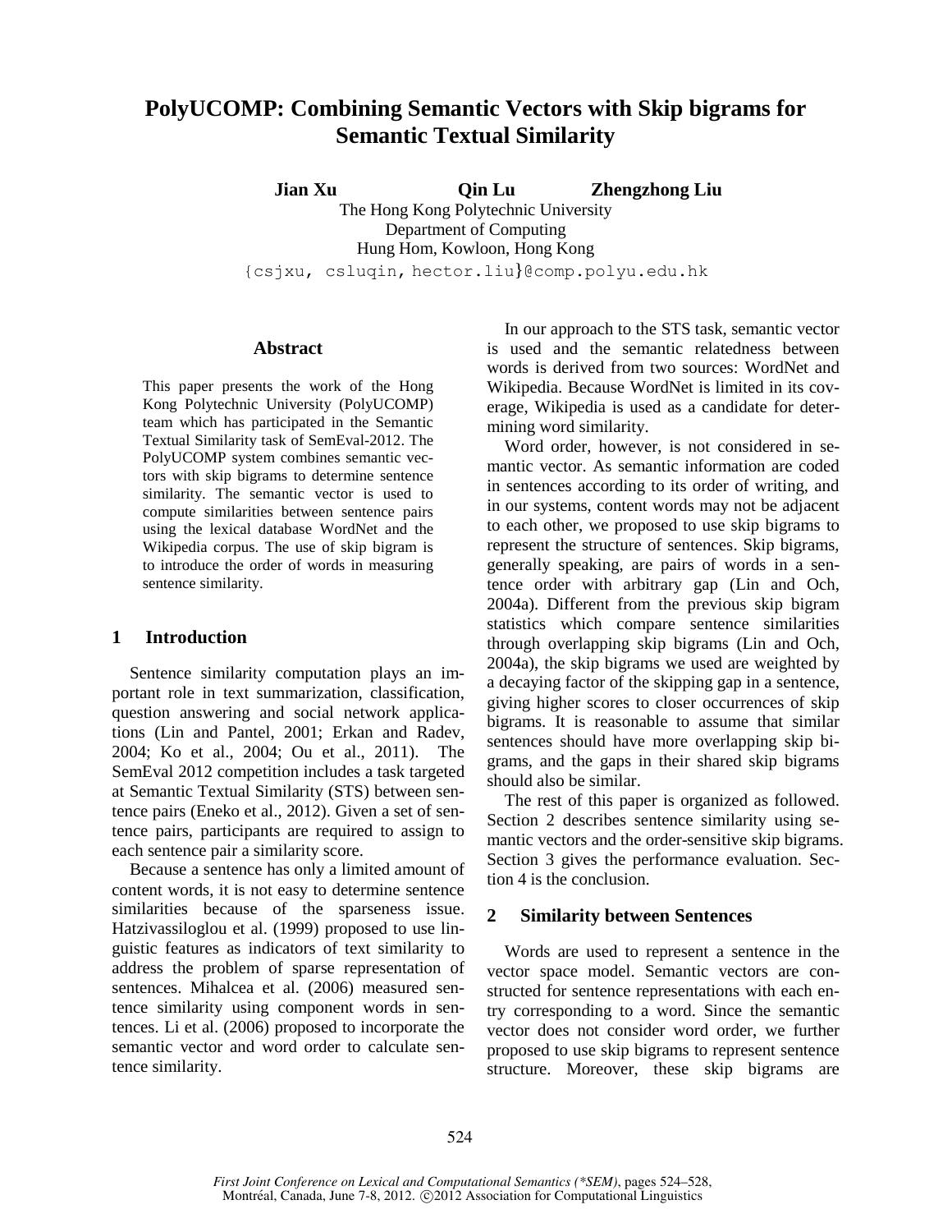# PolyUCOMP: Combining Semantic Vectors with Skip bigrams for Semantic Textual Similarity

**Jian Xu** **Qin Lu** **Zhengzhong Liu**

The Hong Kong Polytechnic University
Department of Computing
Hung Hom, Kowloon, Hong Kong
{csjxu, csluqin, hector.liu}@comp.polyu.edu.hk

## Abstract

This paper presents the work of the Hong Kong Polytechnic University (PolyUCOMP) team which has participated in the Semantic Textual Similarity task of SemEval-2012. The PolyUCOMP system combines semantic vectors with skip bigrams to determine sentence similarity. The semantic vector is used to compute similarities between sentence pairs using the lexical database WordNet and the Wikipedia corpus. The use of skip bigram is to introduce the order of words in measuring sentence similarity.

## 1 Introduction

Sentence similarity computation plays an important role in text summarization, classification, question answering and social network applications (Lin and Pantel, 2001; Erkan and Radev, 2004; Ko et al., 2004; Ou et al., 2011). The SemEval 2012 competition includes a task targeted at Semantic Textual Similarity (STS) between sentence pairs (Eneko et al., 2012). Given a set of sentence pairs, participants are required to assign to each sentence pair a similarity score.

Because a sentence has only a limited amount of content words, it is not easy to determine sentence similarities because of the sparseness issue. Hatzivassiloglou et al. (1999) proposed to use linguistic features as indicators of text similarity to address the problem of sparse representation of sentences. Mihalcea et al. (2006) measured sentence similarity using component words in sentences. Li et al. (2006) proposed to incorporate the semantic vector and word order to calculate sentence similarity.

In our approach to the STS task, semantic vector is used and the semantic relatedness between words is derived from two sources: WordNet and Wikipedia. Because WordNet is limited in its coverage, Wikipedia is used as a candidate for determining word similarity.

Word order, however, is not considered in semantic vector. As semantic information are coded in sentences according to its order of writing, and in our systems, content words may not be adjacent to each other, we proposed to use skip bigrams to represent the structure of sentences. Skip bigrams, generally speaking, are pairs of words in a sentence order with arbitrary gap (Lin and Och, 2004a). Different from the previous skip bigram statistics which compare sentence similarities through overlapping skip bigrams (Lin and Och, 2004a), the skip bigrams we used are weighted by a decaying factor of the skipping gap in a sentence, giving higher scores to closer occurrences of skip bigrams. It is reasonable to assume that similar sentences should have more overlapping skip bigrams, and the gaps in their shared skip bigrams should also be similar.

The rest of this paper is organized as followed. Section 2 describes sentence similarity using semantic vectors and the order-sensitive skip bigrams. Section 3 gives the performance evaluation. Section 4 is the conclusion.

## 2 Similarity between Sentences

Words are used to represent a sentence in the vector space model. Semantic vectors are constructed for sentence representations with each entry corresponding to a word. Since the semantic vector does not consider word order, we further proposed to use skip bigrams to represent sentence structure. Moreover, these skip bigrams are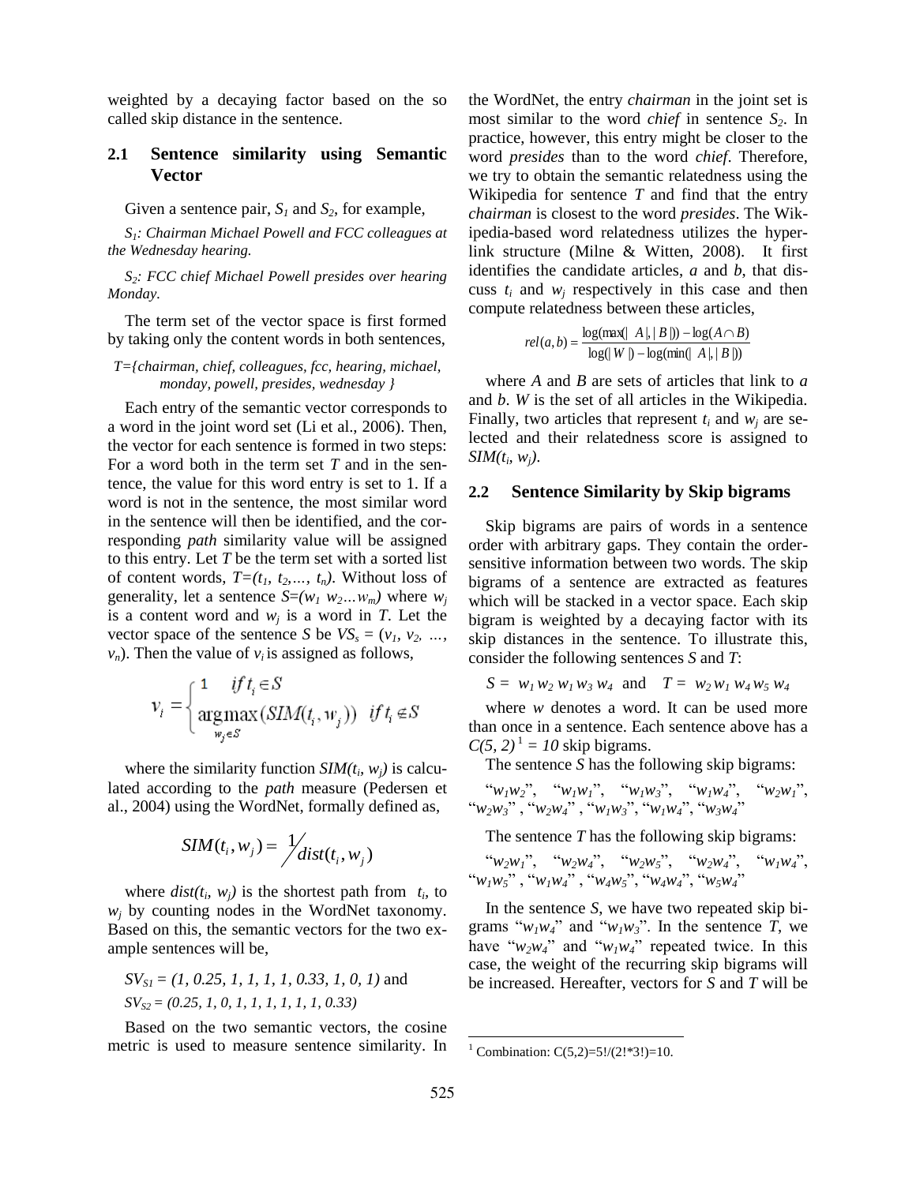weighted by a decaying factor based on the so called skip distance in the sentence.

### 2.1 Sentence similarity using Semantic Vector

Given a sentence pair, $S_1$ and $S_2$, for example,

*$S_1$: Chairman Michael Powell and FCC colleagues at the Wednesday hearing.*

*$S_2$: FCC chief Michael Powell presides over hearing Monday.*

The term set of the vector space is first formed by taking only the content words in both sentences,

*T={chairman, chief, colleagues, fcc, hearing, michael, monday, powell, presides, wednesday }*

Each entry of the semantic vector corresponds to a word in the joint word set (Li et al., 2006). Then, the vector for each sentence is formed in two steps: For a word both in the term set $T$ and in the sentence, the value for this word entry is set to 1. If a word is not in the sentence, the most similar word in the sentence will then be identified, and the corresponding *path* similarity value will be assigned to this entry. Let $T$ be the term set with a sorted list of content words, $T=(t_1, t_2,\ldots, t_n)$. Without loss of generality, let a sentence $S=(w_1\ w_2 \ldots w_m)$ where $w_j$ is a content word and $w_j$ is a word in $T$. Let the vector space of the sentence $S$ be $VS_s = (v_1, v_2, \ldots, v_n)$. Then the value of $v_i$ is assigned as follows,

$$v_i = \begin{cases} 1 & if\ t_i \in S \\ \underset{w_j \in S}{\arg\max}(SIM(t_i, w_j)) & if\ t_i \notin S \end{cases}$$

where the similarity function $SIM(t_i, w_j)$ is calculated according to the *path* measure (Pedersen et al., 2004) using the WordNet, formally defined as,

$$SIM(t_i, w_j) = 1 / dist(t_i, w_j)$$

where $dist(t_i, w_j)$ is the shortest path from $t_i$, to $w_j$ by counting nodes in the WordNet taxonomy. Based on this, the semantic vectors for the two example sentences will be,

$SV_{S1} = (1, 0.25, 1, 1, 1, 1, 0.33, 1, 0, 1)$ and
$SV_{S2} = (0.25, 1, 0, 1, 1, 1, 1, 1, 1, 0.33)$

Based on the two semantic vectors, the cosine metric is used to measure sentence similarity. In the WordNet, the entry *chairman* in the joint set is most similar to the word *chief* in sentence $S_2$. In practice, however, this entry might be closer to the word *presides* than to the word *chief*. Therefore, we try to obtain the semantic relatedness using the Wikipedia for sentence $T$ and find that the entry *chairman* is closest to the word *presides*. The Wikipedia-based word relatedness utilizes the hyperlink structure (Milne & Witten, 2008). It first identifies the candidate articles, $a$ and $b$, that discuss $t_i$ and $w_j$ respectively in this case and then compute relatedness between these articles,

$$rel(a,b) = \frac{\log(\max(|A|,|B|)) - \log(A \cap B)}{\log(|W|) - \log(\min(|A|,|B|))}$$

where $A$ and $B$ are sets of articles that link to $a$ and $b$. $W$ is the set of all articles in the Wikipedia. Finally, two articles that represent $t_i$ and $w_j$ are selected and their relatedness score is assigned to $SIM(t_i, w_j)$.

### 2.2 Sentence Similarity by Skip bigrams

Skip bigrams are pairs of words in a sentence order with arbitrary gaps. They contain the order-sensitive information between two words. The skip bigrams of a sentence are extracted as features which will be stacked in a vector space. Each skip bigram is weighted by a decaying factor with its skip distances in the sentence. To illustrate this, consider the following sentences $S$ and $T$:

$S = w_1\ w_2\ w_1\ w_3\ w_4$ and $T = w_2\ w_1\ w_4\ w_5\ w_4$

where $w$ denotes a word. It can be used more than once in a sentence. Each sentence above has a $C(5, 2)$[1] $= 10$ skip bigrams.

The sentence $S$ has the following skip bigrams:

"$w_1w_2$", "$w_1w_1$", "$w_1w_3$", "$w_1w_4$", "$w_2w_1$", "$w_2w_3$", "$w_2w_4$", "$w_1w_3$", "$w_1w_4$", "$w_3w_4$"

The sentence $T$ has the following skip bigrams:

"$w_2w_1$", "$w_2w_4$", "$w_2w_5$", "$w_2w_4$", "$w_1w_4$", "$w_1w_5$", "$w_1w_4$", "$w_4w_5$", "$w_4w_4$", "$w_5w_4$"

In the sentence $S$, we have two repeated skip bigrams "$w_1w_4$" and "$w_1w_3$". In the sentence $T$, we have "$w_2w_4$" and "$w_1w_4$" repeated twice. In this case, the weight of the recurring skip bigrams will be increased. Hereafter, vectors for $S$ and $T$ will be

[1] Combination: C(5,2)=5!/(2!*3!)=10.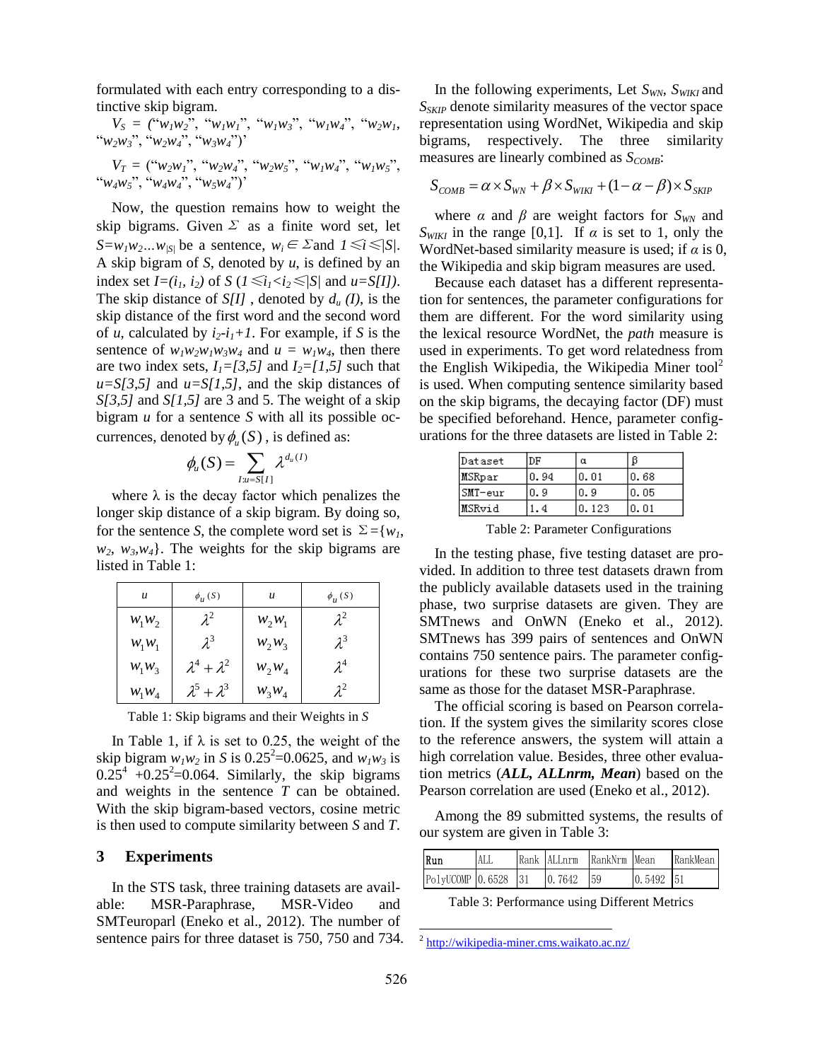formulated with each entry corresponding to a distinctive skip bigram.

$V_S$ = ("$w_1w_2$", "$w_1w_1$", "$w_1w_3$", "$w_1w_4$", "$w_2w_1$", "$w_2w_3$", "$w_2w_4$", "$w_3w_4$")'

$V_T$ = ("$w_2w_1$", "$w_2w_4$", "$w_2w_5$", "$w_1w_4$", "$w_1w_5$", "$w_4w_5$", "$w_4w_4$", "$w_5w_4$")'

Now, the question remains how to weight the skip bigrams. Given $\Sigma$ as a finite word set, let $S=w_1w_2...w_{|S|}$ be a sentence, $w_i \in \Sigma$ and $1 \leqslant i \leqslant |S|$. A skip bigram of $S$, denoted by $u$, is defined by an index set $I=(i_1, i_2)$ of $S$ ($1 \leqslant i_1 < i_2 \leqslant |S|$ and $u=S[I]$). The skip distance of $S[I]$, denoted by $d_u(I)$, is the skip distance of the first word and the second word of $u$, calculated by $i_2-i_1+1$. For example, if $S$ is the sentence of $w_1w_2w_1w_3w_4$ and $u = w_1w_4$, then there are two index sets, $I_1=[3,5]$ and $I_2=[1,5]$ such that $u=S[3,5]$ and $u=S[1,5]$, and the skip distances of $S[3,5]$ and $S[1,5]$ are 3 and 5. The weight of a skip bigram $u$ for a sentence $S$ with all its possible occurrences, denoted by $\phi_u(S)$, is defined as:

$$\phi_u(S) = \sum_{I:u=S[I]} \lambda^{d_u(I)}$$

where λ is the decay factor which penalizes the longer skip distance of a skip bigram. By doing so, for the sentence $S$, the complete word set is $\Sigma=\{w_1, w_2, w_3, w_4\}$. The weights for the skip bigrams are listed in Table 1:

| $u$ | $\phi_u(S)$ | $u$ | $\phi_u(S)$ |
|---|---|---|---|
| $w_1w_2$ | $\lambda^2$ | $w_2w_1$ | $\lambda^2$ |
| $w_1w_1$ | $\lambda^3$ | $w_2w_3$ | $\lambda^3$ |
| $w_1w_3$ | $\lambda^4+\lambda^2$ | $w_2w_4$ | $\lambda^4$ |
| $w_1w_4$ | $\lambda^5+\lambda^3$ | $w_3w_4$ | $\lambda^2$ |

Table 1: Skip bigrams and their Weights in *S*

In Table 1, if λ is set to 0.25, the weight of the skip bigram $w_1w_2$ in $S$ is $0.25^2$=0.0625, and $w_1w_3$ is $0.25^4$ +$0.25^2$=0.064. Similarly, the skip bigrams and weights in the sentence $T$ can be obtained. With the skip bigram-based vectors, cosine metric is then used to compute similarity between $S$ and $T$.

## 3 Experiments

In the STS task, three training datasets are available: MSR-Paraphrase, MSR-Video and SMTeuroparl (Eneko et al., 2012). The number of sentence pairs for three dataset is 750, 750 and 734.

In the following experiments, Let $S_{WN}$, $S_{WIKI}$ and $S_{SKIP}$ denote similarity measures of the vector space representation using WordNet, Wikipedia and skip bigrams, respectively. The three similarity measures are linearly combined as $S_{COMB}$:

$$S_{COMB} = \alpha \times S_{WN} + \beta \times S_{WIKI} + (1-\alpha-\beta) \times S_{SKIP}$$

where $\alpha$ and $\beta$ are weight factors for $S_{WN}$ and $S_{WIKI}$ in the range [0,1]. If $\alpha$ is set to 1, only the WordNet-based similarity measure is used; if $\alpha$ is 0, the Wikipedia and skip bigram measures are used.

Because each dataset has a different representation for sentences, the parameter configurations for them are different. For the word similarity using the lexical resource WordNet, the *path* measure is used in experiments. To get word relatedness from the English Wikipedia, the Wikipedia Miner tool[2] is used. When computing sentence similarity based on the skip bigrams, the decaying factor (DF) must be specified beforehand. Hence, parameter configurations for the three datasets are listed in Table 2:

| Dataset | DF | α | β |
|---|---|---|---|
| MSRpar | 0.94 | 0.01 | 0.68 |
| SMT-eur | 0.9 | 0.9 | 0.05 |
| MSRvid | 1.4 | 0.123 | 0.01 |

Table 2: Parameter Configurations

In the testing phase, five testing dataset are provided. In addition to three test datasets drawn from the publicly available datasets used in the training phase, two surprise datasets are given. They are SMTnews and OnWN (Eneko et al., 2012). SMTnews has 399 pairs of sentences and OnWN contains 750 sentence pairs. The parameter configurations for these two surprise datasets are the same as those for the dataset MSR-Paraphrase.

The official scoring is based on Pearson correlation. If the system gives the similarity scores close to the reference answers, the system will attain a high correlation value. Besides, three other evaluation metrics (***ALL, ALLnrm, Mean***) based on the Pearson correlation are used (Eneko et al., 2012).

Among the 89 submitted systems, the results of our system are given in Table 3:

| Run | ALL | Rank | ALLnrm | RankNrm | Mean | RankMean |
|---|---|---|---|---|---|---|
| PolyUCOMP | 0.6528 | 31 | 0.7642 | 59 | 0.5492 | 51 |

Table 3: Performance using Different Metrics

[2] http://wikipedia-miner.cms.waikato.ac.nz/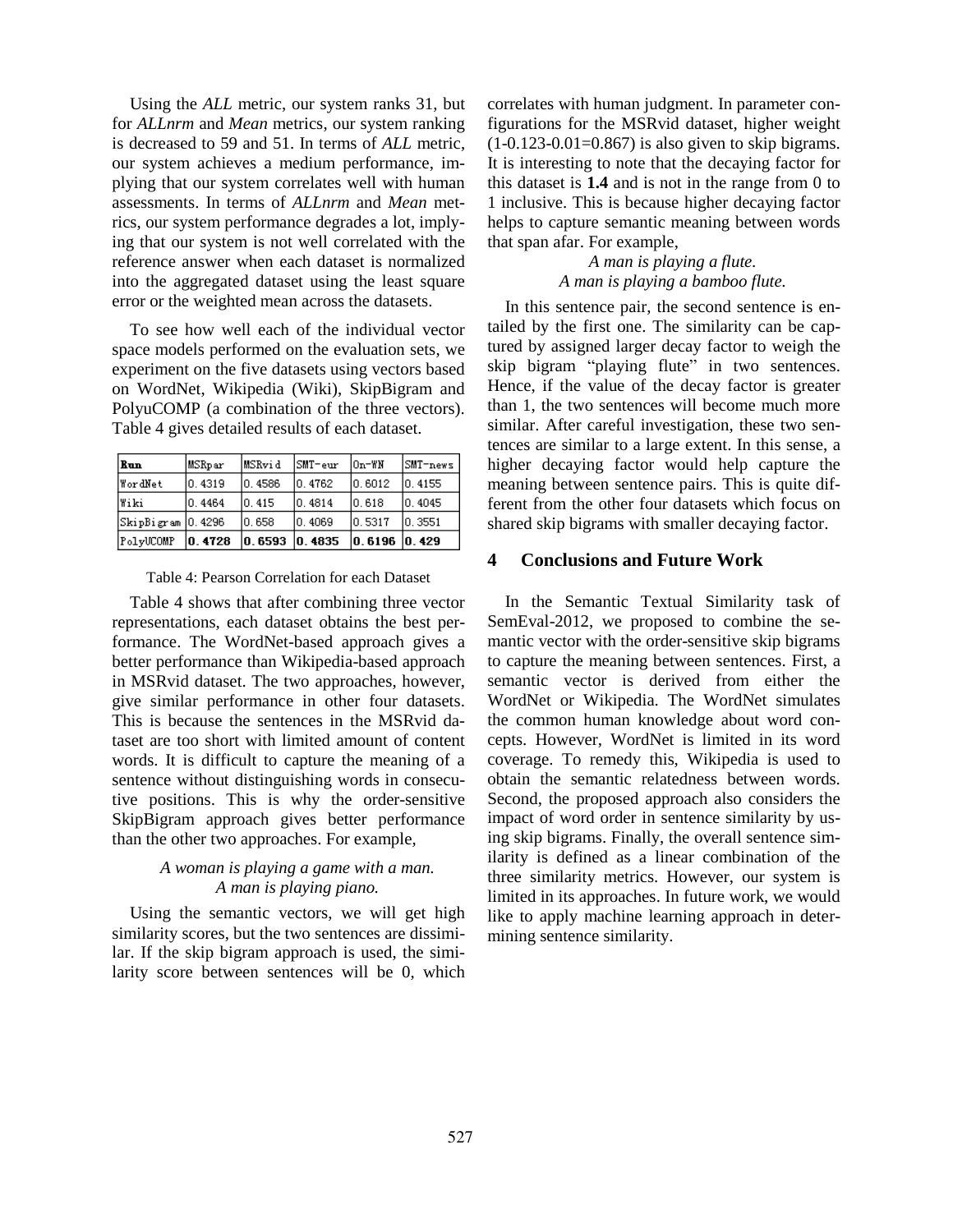Using the *ALL* metric, our system ranks 31, but for *ALLnrm* and *Mean* metrics, our system ranking is decreased to 59 and 51. In terms of *ALL* metric, our system achieves a medium performance, implying that our system correlates well with human assessments. In terms of *ALLnrm* and *Mean* metrics, our system performance degrades a lot, implying that our system is not well correlated with the reference answer when each dataset is normalized into the aggregated dataset using the least square error or the weighted mean across the datasets.

To see how well each of the individual vector space models performed on the evaluation sets, we experiment on the five datasets using vectors based on WordNet, Wikipedia (Wiki), SkipBigram and PolyuCOMP (a combination of the three vectors). Table 4 gives detailed results of each dataset.

| **Run** | MSRpar | MSRvid | SMT-eur | On-WN | SMT-news |
|---|---|---|---|---|---|
| WordNet | 0.4319 | 0.4586 | 0.4762 | 0.6012 | 0.4155 |
| Wiki | 0.4464 | 0.415 | 0.4814 | 0.618 | 0.4045 |
| SkipBigram | 0.4296 | 0.658 | 0.4069 | 0.5317 | 0.3551 |
| PolyUCOMP | **0.4728** | **0.6593** | **0.4835** | **0.6196** | **0.429** |

Table 4: Pearson Correlation for each Dataset

Table 4 shows that after combining three vector representations, each dataset obtains the best performance. The WordNet-based approach gives a better performance than Wikipedia-based approach in MSRvid dataset. The two approaches, however, give similar performance in other four datasets. This is because the sentences in the MSRvid dataset are too short with limited amount of content words. It is difficult to capture the meaning of a sentence without distinguishing words in consecutive positions. This is why the order-sensitive SkipBigram approach gives better performance than the other two approaches. For example,

*A woman is playing a game with a man.*
*A man is playing piano.*

Using the semantic vectors, we will get high similarity scores, but the two sentences are dissimilar. If the skip bigram approach is used, the similarity score between sentences will be 0, which correlates with human judgment. In parameter configurations for the MSRvid dataset, higher weight (1-0.123-0.01=0.867) is also given to skip bigrams. It is interesting to note that the decaying factor for this dataset is **1.4** and is not in the range from 0 to 1 inclusive. This is because higher decaying factor helps to capture semantic meaning between words that span afar. For example,

*A man is playing a flute.*
*A man is playing a bamboo flute.*

In this sentence pair, the second sentence is entailed by the first one. The similarity can be captured by assigned larger decay factor to weigh the skip bigram "playing flute" in two sentences. Hence, if the value of the decay factor is greater than 1, the two sentences will become much more similar. After careful investigation, these two sentences are similar to a large extent. In this sense, a higher decaying factor would help capture the meaning between sentence pairs. This is quite different from the other four datasets which focus on shared skip bigrams with smaller decaying factor.

## 4 Conclusions and Future Work

In the Semantic Textual Similarity task of SemEval-2012, we proposed to combine the semantic vector with the order-sensitive skip bigrams to capture the meaning between sentences. First, a semantic vector is derived from either the WordNet or Wikipedia. The WordNet simulates the common human knowledge about word concepts. However, WordNet is limited in its word coverage. To remedy this, Wikipedia is used to obtain the semantic relatedness between words. Second, the proposed approach also considers the impact of word order in sentence similarity by using skip bigrams. Finally, the overall sentence similarity is defined as a linear combination of the three similarity metrics. However, our system is limited in its approaches. In future work, we would like to apply machine learning approach in determining sentence similarity.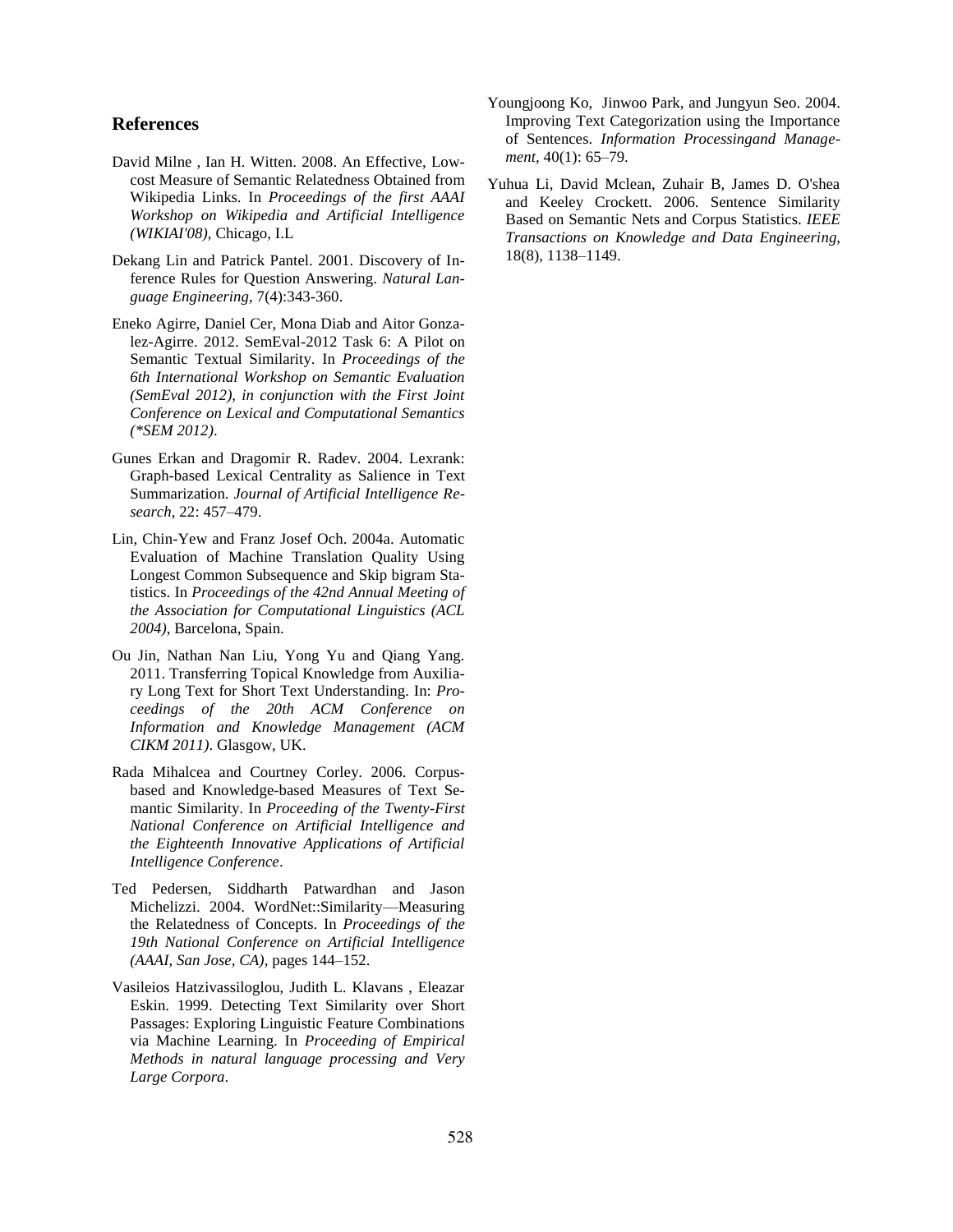## References

David Milne , Ian H. Witten. 2008. An Effective, Low-cost Measure of Semantic Relatedness Obtained from Wikipedia Links. In *Proceedings of the first AAAI Workshop on Wikipedia and Artificial Intelligence (WIKIAI'08)*, Chicago, I.L

Dekang Lin and Patrick Pantel. 2001. Discovery of Inference Rules for Question Answering. *Natural Language Engineering*, 7(4):343-360.

Eneko Agirre, Daniel Cer, Mona Diab and Aitor Gonzalez-Agirre. 2012. SemEval-2012 Task 6: A Pilot on Semantic Textual Similarity. In *Proceedings of the 6th International Workshop on Semantic Evaluation (SemEval 2012), in conjunction with the First Joint Conference on Lexical and Computational Semantics (*SEM 2012)*.

Gunes Erkan and Dragomir R. Radev. 2004. Lexrank: Graph-based Lexical Centrality as Salience in Text Summarization. *Journal of Artificial Intelligence Research*, 22: 457–479.

Lin, Chin-Yew and Franz Josef Och. 2004a. Automatic Evaluation of Machine Translation Quality Using Longest Common Subsequence and Skip bigram Statistics. In *Proceedings of the 42nd Annual Meeting of the Association for Computational Linguistics (ACL 2004)*, Barcelona, Spain.

Ou Jin, Nathan Nan Liu, Yong Yu and Qiang Yang. 2011. Transferring Topical Knowledge from Auxiliary Long Text for Short Text Understanding. In: *Proceedings of the 20th ACM Conference on Information and Knowledge Management (ACM CIKM 2011)*. Glasgow, UK.

Rada Mihalcea and Courtney Corley. 2006. Corpus-based and Knowledge-based Measures of Text Semantic Similarity. In *Proceeding of the Twenty-First National Conference on Artificial Intelligence and the Eighteenth Innovative Applications of Artificial Intelligence Conference*.

Ted Pedersen, Siddharth Patwardhan and Jason Michelizzi. 2004. WordNet::Similarity—Measuring the Relatedness of Concepts. In *Proceedings of the 19th National Conference on Artificial Intelligence (AAAI, San Jose, CA)*, pages 144–152.

Vasileios Hatzivassiloglou, Judith L. Klavans , Eleazar Eskin. 1999. Detecting Text Similarity over Short Passages: Exploring Linguistic Feature Combinations via Machine Learning. In *Proceeding of Empirical Methods in natural language processing and Very Large Corpora*.

Youngjoong Ko, Jinwoo Park, and Jungyun Seo. 2004. Improving Text Categorization using the Importance of Sentences. *Information Processingand Management*, 40(1): 65–79.

Yuhua Li, David Mclean, Zuhair B, James D. O'shea and Keeley Crockett. 2006. Sentence Similarity Based on Semantic Nets and Corpus Statistics. *IEEE Transactions on Knowledge and Data Engineering*, 18(8), 1138–1149.